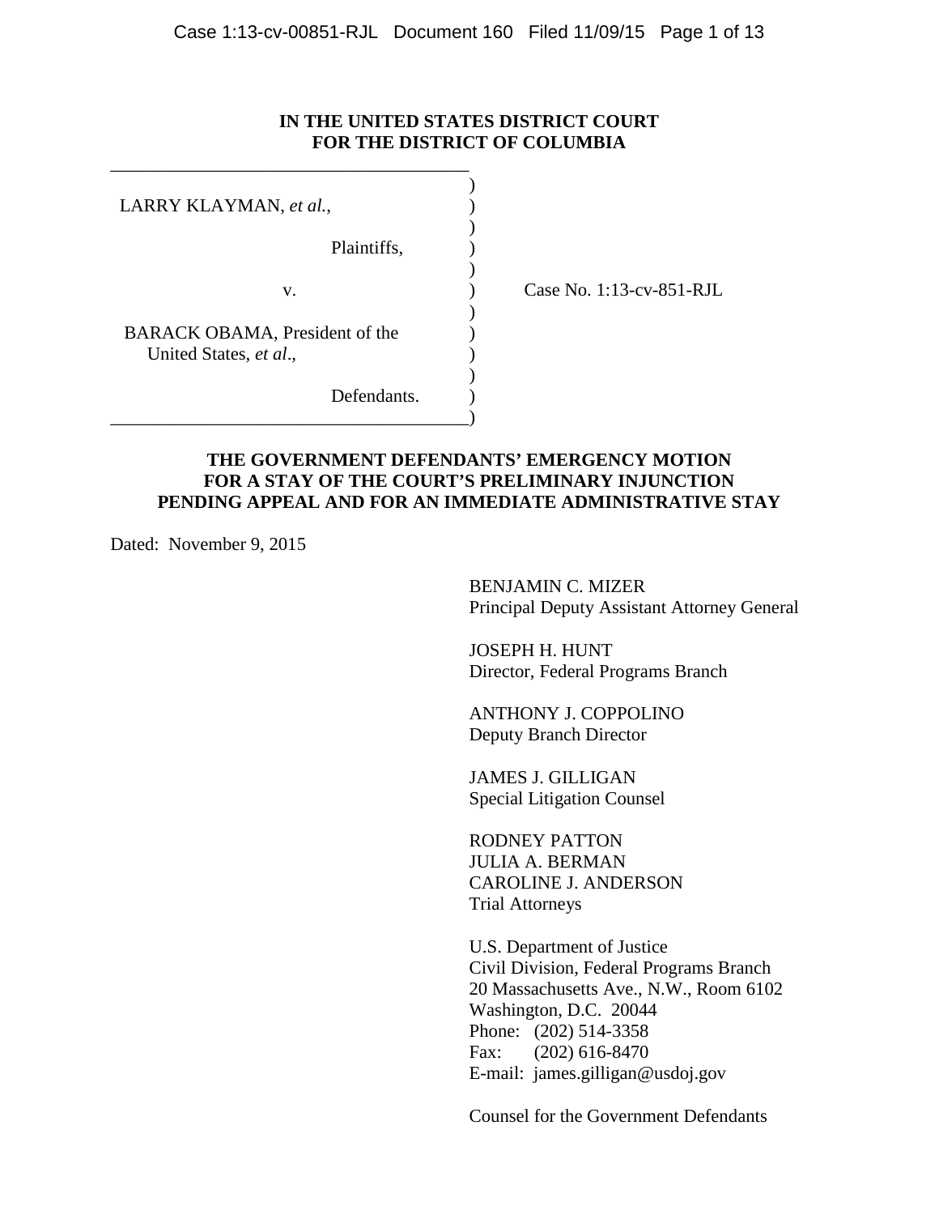**IN THE UNITED STATES DISTRICT COURT**
**FOR THE DISTRICT OF COLUMBIA**

| | |
|---|---|
| LARRY KLAYMAN, *et al.*, | |
| Plaintiffs, | |
| v. | Case No. 1:13-cv-851-RJL |
| BARACK OBAMA, President of the United States, *et al*., | |
| Defendants. | |

## THE GOVERNMENT DEFENDANTS' EMERGENCY MOTION FOR A STAY OF THE COURT'S PRELIMINARY INJUNCTION PENDING APPEAL AND FOR AN IMMEDIATE ADMINISTRATIVE STAY

Dated: November 9, 2015

BENJAMIN C. MIZER
Principal Deputy Assistant Attorney General

JOSEPH H. HUNT
Director, Federal Programs Branch

ANTHONY J. COPPOLINO
Deputy Branch Director

JAMES J. GILLIGAN
Special Litigation Counsel

RODNEY PATTON
JULIA A. BERMAN
CAROLINE J. ANDERSON
Trial Attorneys

U.S. Department of Justice
Civil Division, Federal Programs Branch
20 Massachusetts Ave., N.W., Room 6102
Washington, D.C. 20044
Phone: (202) 514-3358
Fax: (202) 616-8470
E-mail: james.gilligan@usdoj.gov

Counsel for the Government Defendants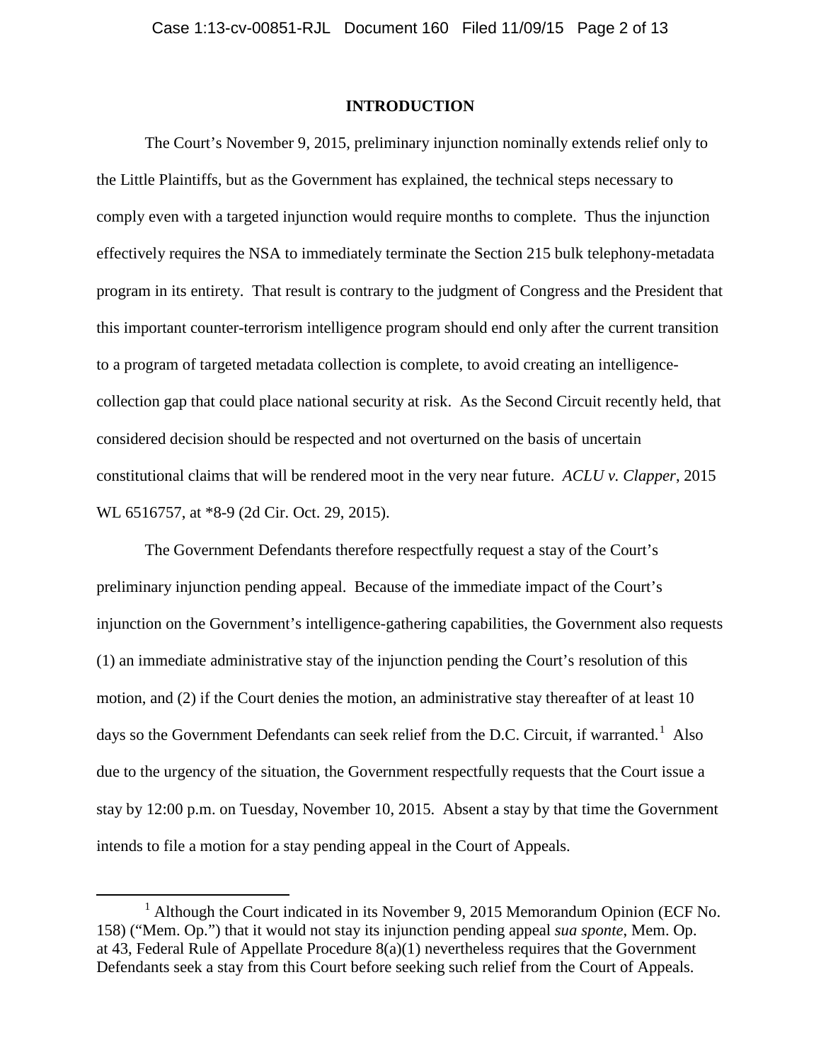## INTRODUCTION

The Court's November 9, 2015, preliminary injunction nominally extends relief only to the Little Plaintiffs, but as the Government has explained, the technical steps necessary to comply even with a targeted injunction would require months to complete. Thus the injunction effectively requires the NSA to immediately terminate the Section 215 bulk telephony-metadata program in its entirety. That result is contrary to the judgment of Congress and the President that this important counter-terrorism intelligence program should end only after the current transition to a program of targeted metadata collection is complete, to avoid creating an intelligence-collection gap that could place national security at risk. As the Second Circuit recently held, that considered decision should be respected and not overturned on the basis of uncertain constitutional claims that will be rendered moot in the very near future. *ACLU v. Clapper*, 2015 WL 6516757, at *8-9 (2d Cir. Oct. 29, 2015).

The Government Defendants therefore respectfully request a stay of the Court's preliminary injunction pending appeal. Because of the immediate impact of the Court's injunction on the Government's intelligence-gathering capabilities, the Government also requests (1) an immediate administrative stay of the injunction pending the Court's resolution of this motion, and (2) if the Court denies the motion, an administrative stay thereafter of at least 10 days so the Government Defendants can seek relief from the D.C. Circuit, if warranted.[1] Also due to the urgency of the situation, the Government respectfully requests that the Court issue a stay by 12:00 p.m. on Tuesday, November 10, 2015. Absent a stay by that time the Government intends to file a motion for a stay pending appeal in the Court of Appeals.

---

[1] Although the Court indicated in its November 9, 2015 Memorandum Opinion (ECF No. 158) ("Mem. Op.") that it would not stay its injunction pending appeal *sua sponte*, Mem. Op. at 43, Federal Rule of Appellate Procedure 8(a)(1) nevertheless requires that the Government Defendants seek a stay from this Court before seeking such relief from the Court of Appeals.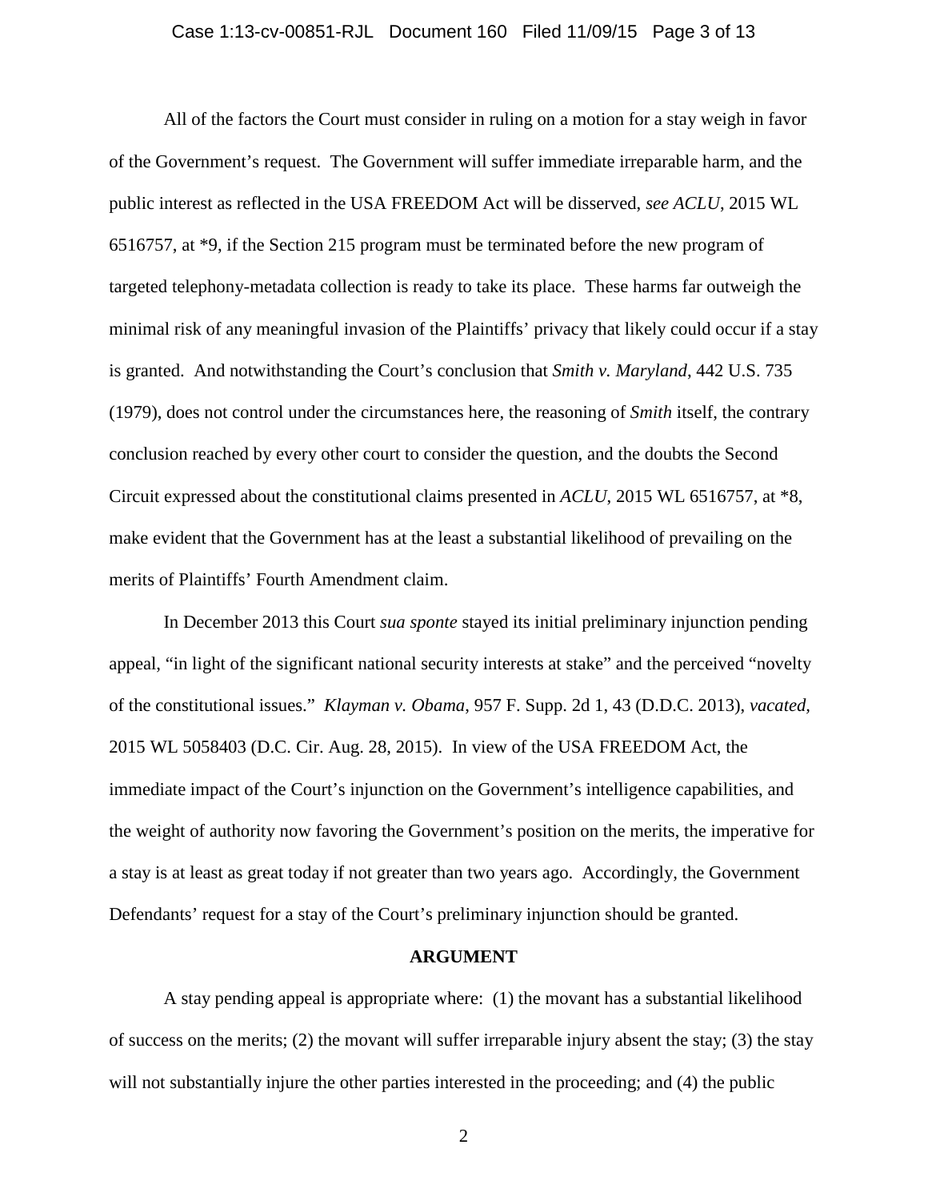All of the factors the Court must consider in ruling on a motion for a stay weigh in favor of the Government's request. The Government will suffer immediate irreparable harm, and the public interest as reflected in the USA FREEDOM Act will be disserved, *see ACLU*, 2015 WL 6516757, at *9, if the Section 215 program must be terminated before the new program of targeted telephony-metadata collection is ready to take its place. These harms far outweigh the minimal risk of any meaningful invasion of the Plaintiffs' privacy that likely could occur if a stay is granted. And notwithstanding the Court's conclusion that *Smith v. Maryland*, 442 U.S. 735 (1979), does not control under the circumstances here, the reasoning of *Smith* itself, the contrary conclusion reached by every other court to consider the question, and the doubts the Second Circuit expressed about the constitutional claims presented in *ACLU*, 2015 WL 6516757, at *8, make evident that the Government has at the least a substantial likelihood of prevailing on the merits of Plaintiffs' Fourth Amendment claim.

In December 2013 this Court *sua sponte* stayed its initial preliminary injunction pending appeal, "in light of the significant national security interests at stake" and the perceived "novelty of the constitutional issues." *Klayman v. Obama*, 957 F. Supp. 2d 1, 43 (D.D.C. 2013), *vacated*, 2015 WL 5058403 (D.C. Cir. Aug. 28, 2015). In view of the USA FREEDOM Act, the immediate impact of the Court's injunction on the Government's intelligence capabilities, and the weight of authority now favoring the Government's position on the merits, the imperative for a stay is at least as great today if not greater than two years ago. Accordingly, the Government Defendants' request for a stay of the Court's preliminary injunction should be granted.

## ARGUMENT

A stay pending appeal is appropriate where: (1) the movant has a substantial likelihood of success on the merits; (2) the movant will suffer irreparable injury absent the stay; (3) the stay will not substantially injure the other parties interested in the proceeding; and (4) the public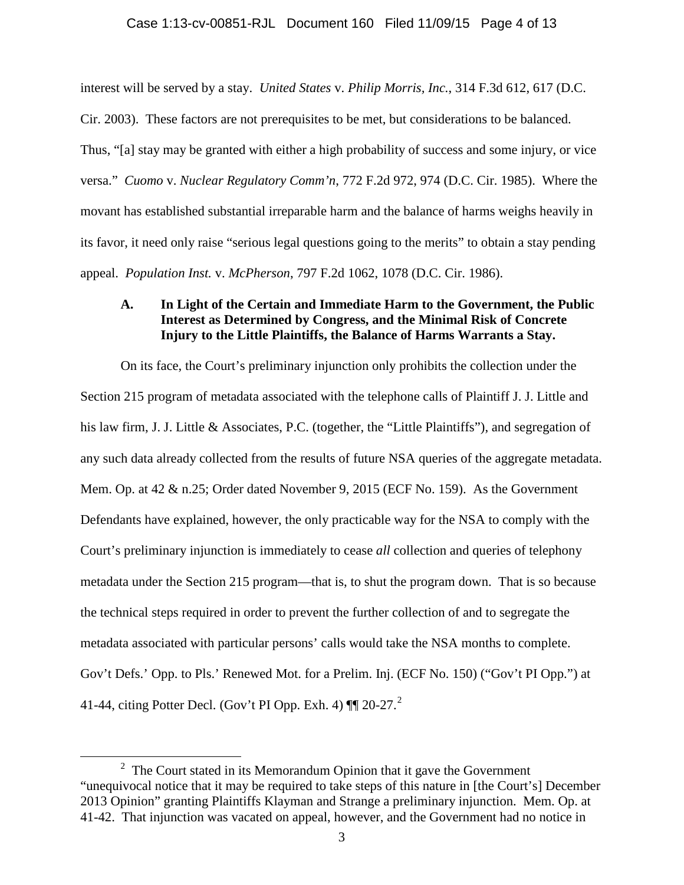interest will be served by a stay. *United States* v. *Philip Morris, Inc.*, 314 F.3d 612, 617 (D.C. Cir. 2003). These factors are not prerequisites to be met, but considerations to be balanced. Thus, "[a] stay may be granted with either a high probability of success and some injury, or vice versa." *Cuomo* v. *Nuclear Regulatory Comm'n*, 772 F.2d 972, 974 (D.C. Cir. 1985). Where the movant has established substantial irreparable harm and the balance of harms weighs heavily in its favor, it need only raise "serious legal questions going to the merits" to obtain a stay pending appeal. *Population Inst.* v. *McPherson*, 797 F.2d 1062, 1078 (D.C. Cir. 1986).

### A. In Light of the Certain and Immediate Harm to the Government, the Public Interest as Determined by Congress, and the Minimal Risk of Concrete Injury to the Little Plaintiffs, the Balance of Harms Warrants a Stay.

On its face, the Court's preliminary injunction only prohibits the collection under the Section 215 program of metadata associated with the telephone calls of Plaintiff J. J. Little and his law firm, J. J. Little & Associates, P.C. (together, the "Little Plaintiffs"), and segregation of any such data already collected from the results of future NSA queries of the aggregate metadata. Mem. Op. at 42 & n.25; Order dated November 9, 2015 (ECF No. 159). As the Government Defendants have explained, however, the only practicable way for the NSA to comply with the Court's preliminary injunction is immediately to cease *all* collection and queries of telephony metadata under the Section 215 program—that is, to shut the program down. That is so because the technical steps required in order to prevent the further collection of and to segregate the metadata associated with particular persons' calls would take the NSA months to complete. Gov't Defs.' Opp. to Pls.' Renewed Mot. for a Prelim. Inj. (ECF No. 150) ("Gov't PI Opp.") at 41-44, citing Potter Decl. (Gov't PI Opp. Exh. 4) ¶¶ 20-27.[2]

[2] The Court stated in its Memorandum Opinion that it gave the Government "unequivocal notice that it may be required to take steps of this nature in [the Court's] December 2013 Opinion" granting Plaintiffs Klayman and Strange a preliminary injunction. Mem. Op. at 41-42. That injunction was vacated on appeal, however, and the Government had no notice in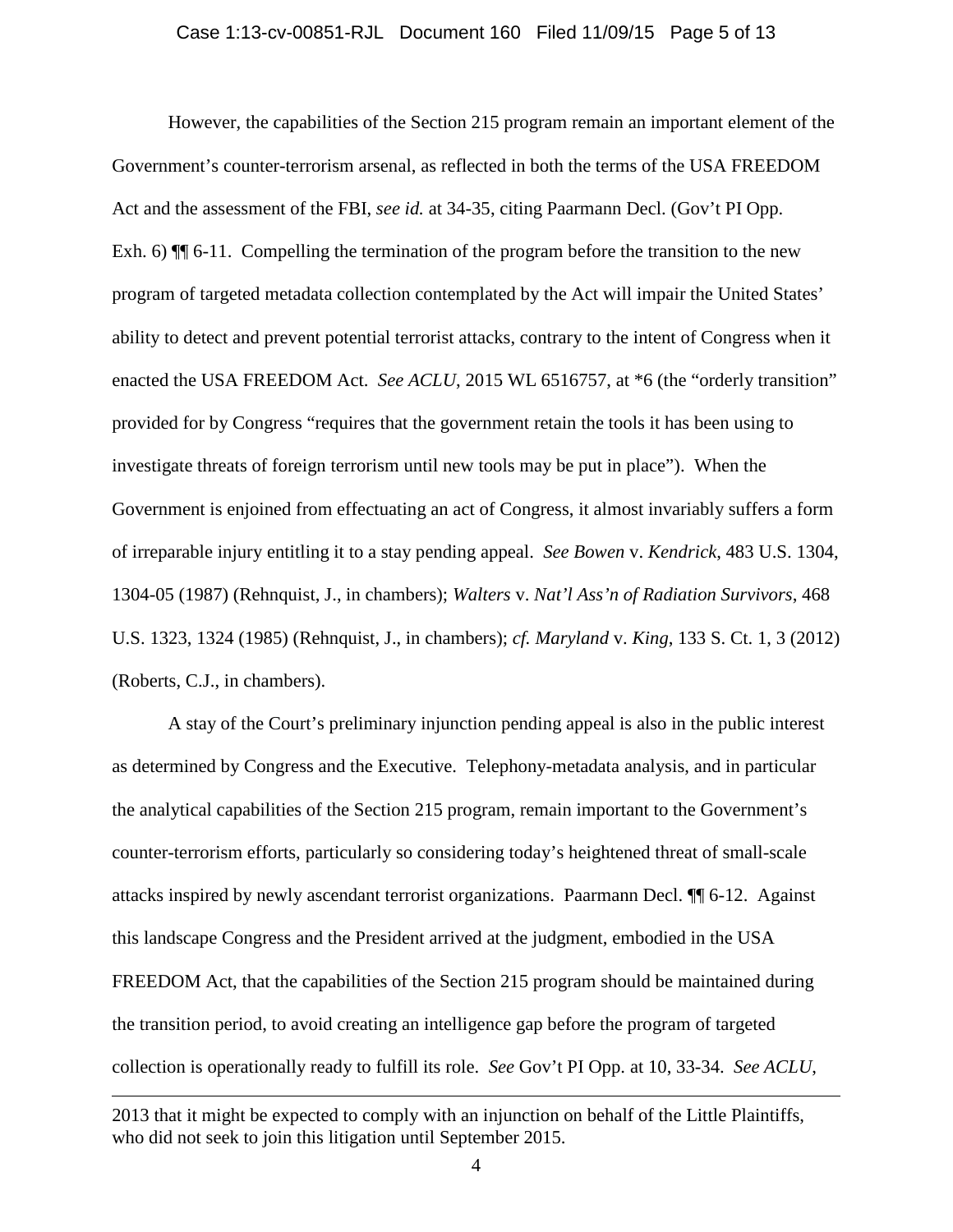However, the capabilities of the Section 215 program remain an important element of the Government's counter-terrorism arsenal, as reflected in both the terms of the USA FREEDOM Act and the assessment of the FBI, *see id.* at 34-35, citing Paarmann Decl. (Gov't PI Opp. Exh. 6) ¶¶ 6-11. Compelling the termination of the program before the transition to the new program of targeted metadata collection contemplated by the Act will impair the United States' ability to detect and prevent potential terrorist attacks, contrary to the intent of Congress when it enacted the USA FREEDOM Act. *See ACLU*, 2015 WL 6516757, at *6 (the "orderly transition" provided for by Congress "requires that the government retain the tools it has been using to investigate threats of foreign terrorism until new tools may be put in place"). When the Government is enjoined from effectuating an act of Congress, it almost invariably suffers a form of irreparable injury entitling it to a stay pending appeal. *See Bowen* v. *Kendrick*, 483 U.S. 1304, 1304-05 (1987) (Rehnquist, J., in chambers); *Walters* v. *Nat'l Ass'n of Radiation Survivors*, 468 U.S. 1323, 1324 (1985) (Rehnquist, J., in chambers); *cf. Maryland* v. *King*, 133 S. Ct. 1, 3 (2012) (Roberts, C.J., in chambers).

A stay of the Court's preliminary injunction pending appeal is also in the public interest as determined by Congress and the Executive. Telephony-metadata analysis, and in particular the analytical capabilities of the Section 215 program, remain important to the Government's counter-terrorism efforts, particularly so considering today's heightened threat of small-scale attacks inspired by newly ascendant terrorist organizations. Paarmann Decl. ¶¶ 6-12. Against this landscape Congress and the President arrived at the judgment, embodied in the USA FREEDOM Act, that the capabilities of the Section 215 program should be maintained during the transition period, to avoid creating an intelligence gap before the program of targeted collection is operationally ready to fulfill its role. *See* Gov't PI Opp. at 10, 33-34. *See ACLU*,

---

2013 that it might be expected to comply with an injunction on behalf of the Little Plaintiffs, who did not seek to join this litigation until September 2015.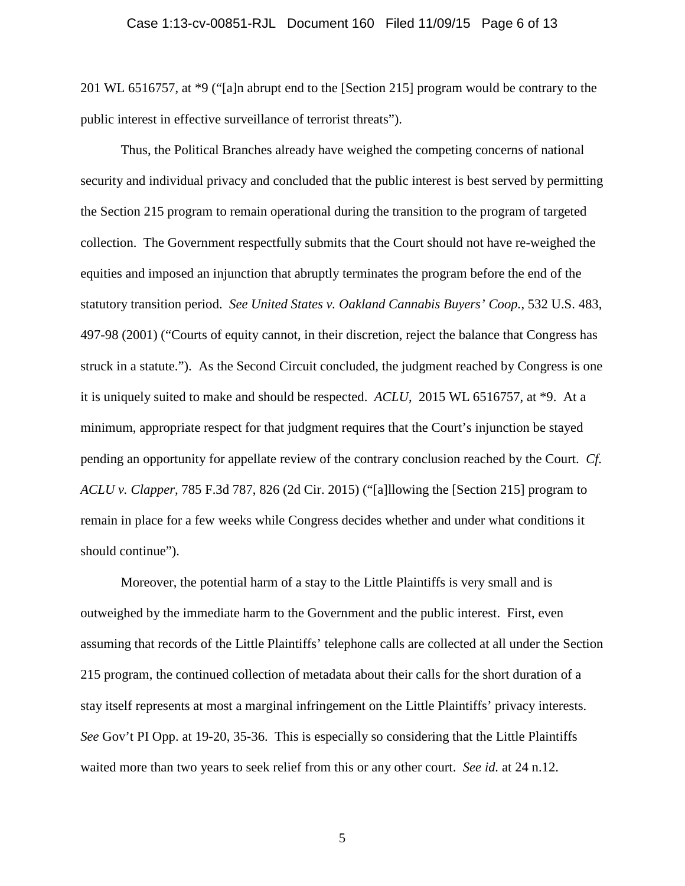201 WL 6516757, at *9 ("[a]n abrupt end to the [Section 215] program would be contrary to the public interest in effective surveillance of terrorist threats").

Thus, the Political Branches already have weighed the competing concerns of national security and individual privacy and concluded that the public interest is best served by permitting the Section 215 program to remain operational during the transition to the program of targeted collection. The Government respectfully submits that the Court should not have re-weighed the equities and imposed an injunction that abruptly terminates the program before the end of the statutory transition period. *See United States v. Oakland Cannabis Buyers' Coop.*, 532 U.S. 483, 497-98 (2001) ("Courts of equity cannot, in their discretion, reject the balance that Congress has struck in a statute."). As the Second Circuit concluded, the judgment reached by Congress is one it is uniquely suited to make and should be respected. *ACLU*, 2015 WL 6516757, at *9. At a minimum, appropriate respect for that judgment requires that the Court's injunction be stayed pending an opportunity for appellate review of the contrary conclusion reached by the Court. *Cf. ACLU v. Clapper*, 785 F.3d 787, 826 (2d Cir. 2015) ("[a]llowing the [Section 215] program to remain in place for a few weeks while Congress decides whether and under what conditions it should continue").

Moreover, the potential harm of a stay to the Little Plaintiffs is very small and is outweighed by the immediate harm to the Government and the public interest. First, even assuming that records of the Little Plaintiffs' telephone calls are collected at all under the Section 215 program, the continued collection of metadata about their calls for the short duration of a stay itself represents at most a marginal infringement on the Little Plaintiffs' privacy interests. *See* Gov't PI Opp. at 19-20, 35-36. This is especially so considering that the Little Plaintiffs waited more than two years to seek relief from this or any other court. *See id.* at 24 n.12.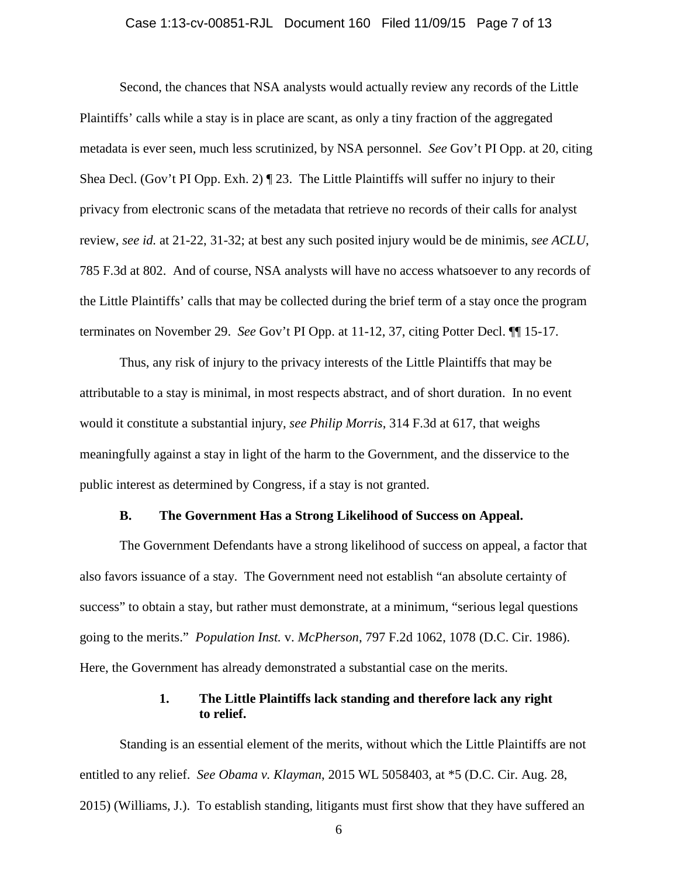Second, the chances that NSA analysts would actually review any records of the Little Plaintiffs' calls while a stay is in place are scant, as only a tiny fraction of the aggregated metadata is ever seen, much less scrutinized, by NSA personnel. *See* Gov't PI Opp. at 20, citing Shea Decl. (Gov't PI Opp. Exh. 2) ¶ 23. The Little Plaintiffs will suffer no injury to their privacy from electronic scans of the metadata that retrieve no records of their calls for analyst review, *see id.* at 21-22, 31-32; at best any such posited injury would be de minimis, *see ACLU*, 785 F.3d at 802. And of course, NSA analysts will have no access whatsoever to any records of the Little Plaintiffs' calls that may be collected during the brief term of a stay once the program terminates on November 29. *See* Gov't PI Opp. at 11-12, 37, citing Potter Decl. ¶¶ 15-17.

Thus, any risk of injury to the privacy interests of the Little Plaintiffs that may be attributable to a stay is minimal, in most respects abstract, and of short duration. In no event would it constitute a substantial injury, *see Philip Morris*, 314 F.3d at 617, that weighs meaningfully against a stay in light of the harm to the Government, and the disservice to the public interest as determined by Congress, if a stay is not granted.

### B. The Government Has a Strong Likelihood of Success on Appeal.

The Government Defendants have a strong likelihood of success on appeal, a factor that also favors issuance of a stay. The Government need not establish "an absolute certainty of success" to obtain a stay, but rather must demonstrate, at a minimum, "serious legal questions going to the merits." *Population Inst.* v. *McPherson*, 797 F.2d 1062, 1078 (D.C. Cir. 1986). Here, the Government has already demonstrated a substantial case on the merits.

#### 1. The Little Plaintiffs lack standing and therefore lack any right to relief.

Standing is an essential element of the merits, without which the Little Plaintiffs are not entitled to any relief. *See Obama v. Klayman*, 2015 WL 5058403, at *5 (D.C. Cir. Aug. 28, 2015) (Williams, J.). To establish standing, litigants must first show that they have suffered an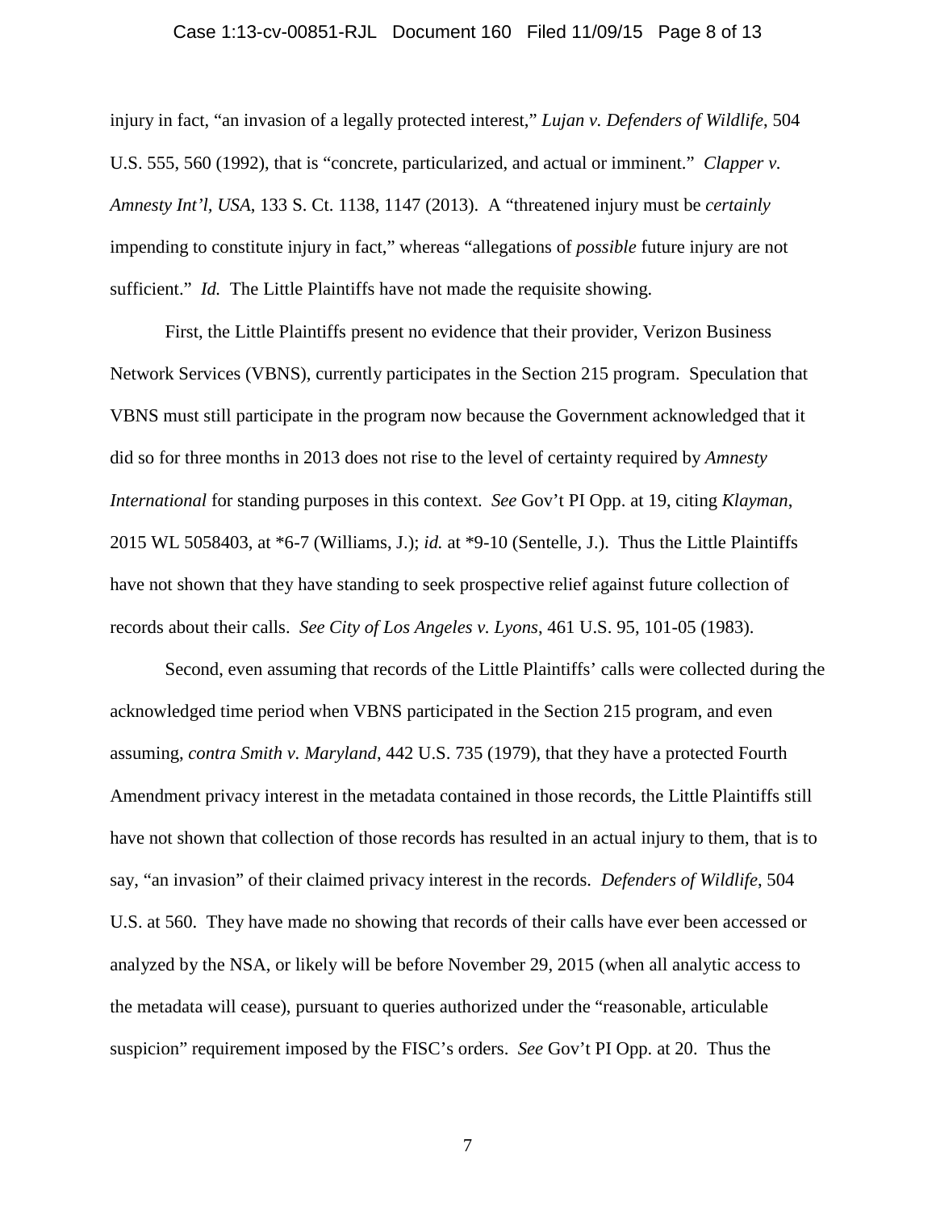injury in fact, "an invasion of a legally protected interest," *Lujan v. Defenders of Wildlife*, 504 U.S. 555, 560 (1992), that is "concrete, particularized, and actual or imminent." *Clapper v. Amnesty Int'l, USA*, 133 S. Ct. 1138, 1147 (2013). A "threatened injury must be *certainly* impending to constitute injury in fact," whereas "allegations of *possible* future injury are not sufficient." *Id.* The Little Plaintiffs have not made the requisite showing.

First, the Little Plaintiffs present no evidence that their provider, Verizon Business Network Services (VBNS), currently participates in the Section 215 program. Speculation that VBNS must still participate in the program now because the Government acknowledged that it did so for three months in 2013 does not rise to the level of certainty required by *Amnesty International* for standing purposes in this context. *See* Gov't PI Opp. at 19, citing *Klayman*, 2015 WL 5058403, at *6-7 (Williams, J.); *id.* at *9-10 (Sentelle, J.). Thus the Little Plaintiffs have not shown that they have standing to seek prospective relief against future collection of records about their calls. *See City of Los Angeles v. Lyons*, 461 U.S. 95, 101-05 (1983).

Second, even assuming that records of the Little Plaintiffs' calls were collected during the acknowledged time period when VBNS participated in the Section 215 program, and even assuming, *contra Smith v. Maryland*, 442 U.S. 735 (1979), that they have a protected Fourth Amendment privacy interest in the metadata contained in those records, the Little Plaintiffs still have not shown that collection of those records has resulted in an actual injury to them, that is to say, "an invasion" of their claimed privacy interest in the records. *Defenders of Wildlife*, 504 U.S. at 560. They have made no showing that records of their calls have ever been accessed or analyzed by the NSA, or likely will be before November 29, 2015 (when all analytic access to the metadata will cease), pursuant to queries authorized under the "reasonable, articulable suspicion" requirement imposed by the FISC's orders. *See* Gov't PI Opp. at 20. Thus the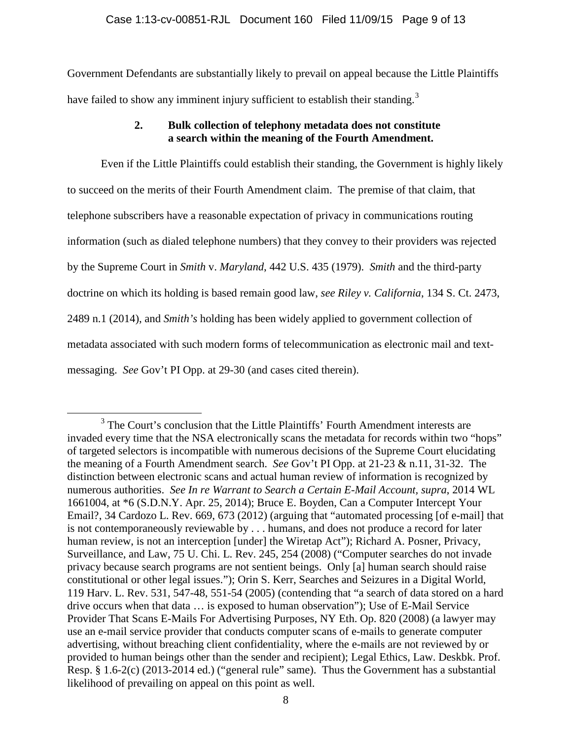Government Defendants are substantially likely to prevail on appeal because the Little Plaintiffs have failed to show any imminent injury sufficient to establish their standing.[3]

### 2. Bulk collection of telephony metadata does not constitute a search within the meaning of the Fourth Amendment.

Even if the Little Plaintiffs could establish their standing, the Government is highly likely to succeed on the merits of their Fourth Amendment claim. The premise of that claim, that telephone subscribers have a reasonable expectation of privacy in communications routing information (such as dialed telephone numbers) that they convey to their providers was rejected by the Supreme Court in *Smith* v. *Maryland*, 442 U.S. 435 (1979). *Smith* and the third-party doctrine on which its holding is based remain good law, *see Riley v. California*, 134 S. Ct. 2473, 2489 n.1 (2014), and *Smith's* holding has been widely applied to government collection of metadata associated with such modern forms of telecommunication as electronic mail and text-messaging. *See* Gov't PI Opp. at 29-30 (and cases cited therein).

[3] The Court's conclusion that the Little Plaintiffs' Fourth Amendment interests are invaded every time that the NSA electronically scans the metadata for records within two "hops" of targeted selectors is incompatible with numerous decisions of the Supreme Court elucidating the meaning of a Fourth Amendment search. *See* Gov't PI Opp. at 21-23 & n.11, 31-32. The distinction between electronic scans and actual human review of information is recognized by numerous authorities. *See In re Warrant to Search a Certain E-Mail Account*, *supra*, 2014 WL 1661004, at \*6 (S.D.N.Y. Apr. 25, 2014); Bruce E. Boyden, Can a Computer Intercept Your Email?, 34 Cardozo L. Rev. 669, 673 (2012) (arguing that "automated processing [of e-mail] that is not contemporaneously reviewable by . . . humans, and does not produce a record for later human review, is not an interception [under] the Wiretap Act"); Richard A. Posner, Privacy, Surveillance, and Law, 75 U. Chi. L. Rev. 245, 254 (2008) ("Computer searches do not invade privacy because search programs are not sentient beings. Only [a] human search should raise constitutional or other legal issues."); Orin S. Kerr, Searches and Seizures in a Digital World, 119 Harv. L. Rev. 531, 547-48, 551-54 (2005) (contending that "a search of data stored on a hard drive occurs when that data … is exposed to human observation"); Use of E-Mail Service Provider That Scans E-Mails For Advertising Purposes, NY Eth. Op. 820 (2008) (a lawyer may use an e-mail service provider that conducts computer scans of e-mails to generate computer advertising, without breaching client confidentiality, where the e-mails are not reviewed by or provided to human beings other than the sender and recipient); Legal Ethics, Law. Deskbk. Prof. Resp. § 1.6-2(c) (2013-2014 ed.) ("general rule" same). Thus the Government has a substantial likelihood of prevailing on appeal on this point as well.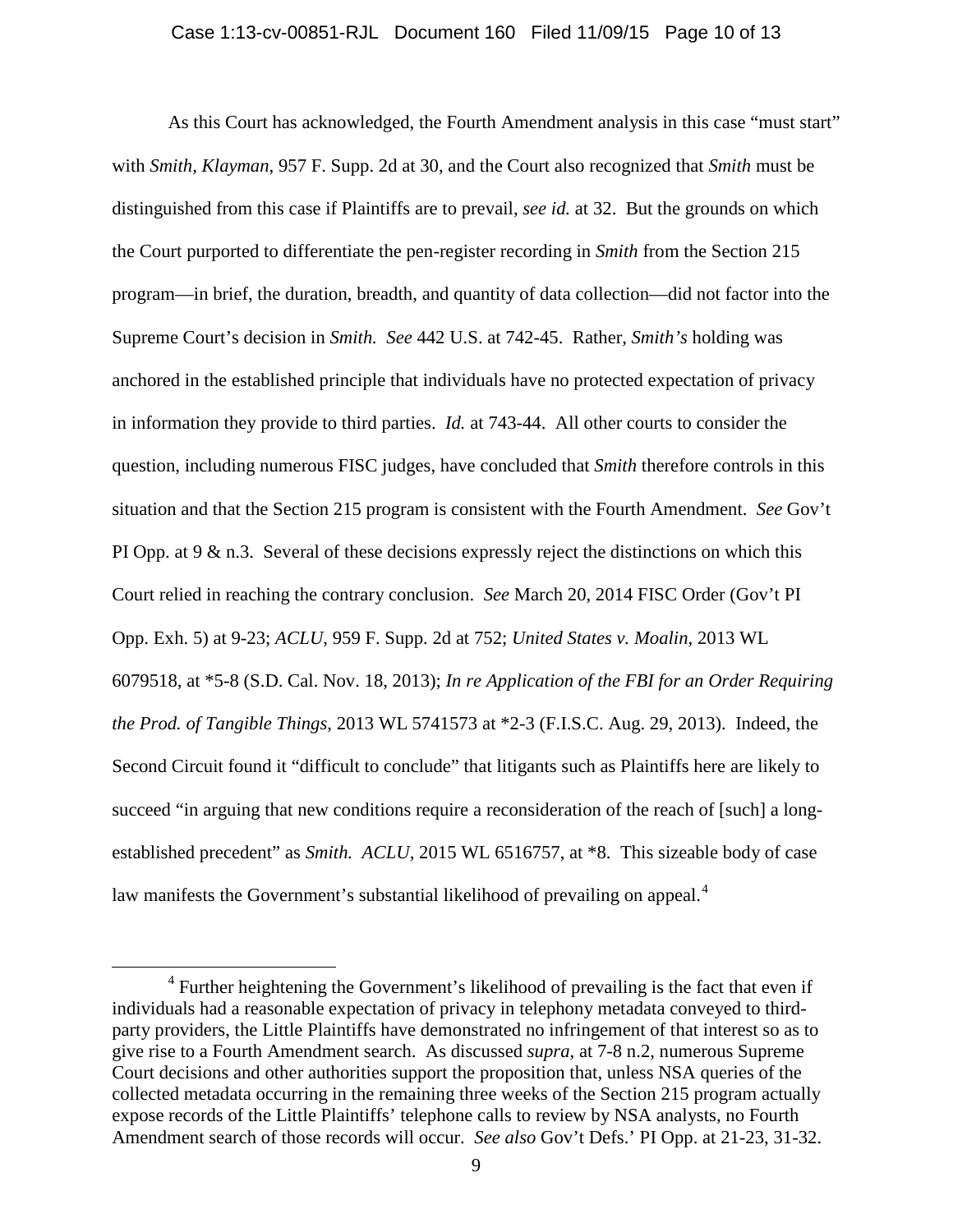As this Court has acknowledged, the Fourth Amendment analysis in this case "must start" with *Smith*, *Klayman*, 957 F. Supp. 2d at 30, and the Court also recognized that *Smith* must be distinguished from this case if Plaintiffs are to prevail, *see id.* at 32. But the grounds on which the Court purported to differentiate the pen-register recording in *Smith* from the Section 215 program—in brief, the duration, breadth, and quantity of data collection—did not factor into the Supreme Court's decision in *Smith. See* 442 U.S. at 742-45. Rather, *Smith's* holding was anchored in the established principle that individuals have no protected expectation of privacy in information they provide to third parties. *Id.* at 743-44. All other courts to consider the question, including numerous FISC judges, have concluded that *Smith* therefore controls in this situation and that the Section 215 program is consistent with the Fourth Amendment. *See* Gov't PI Opp. at 9 & n.3. Several of these decisions expressly reject the distinctions on which this Court relied in reaching the contrary conclusion. *See* March 20, 2014 FISC Order (Gov't PI Opp. Exh. 5) at 9-23; *ACLU*, 959 F. Supp. 2d at 752; *United States v. Moalin*, 2013 WL 6079518, at *5-8 (S.D. Cal. Nov. 18, 2013); *In re Application of the FBI for an Order Requiring the Prod. of Tangible Things*, 2013 WL 5741573 at *2-3 (F.I.S.C. Aug. 29, 2013). Indeed, the Second Circuit found it "difficult to conclude" that litigants such as Plaintiffs here are likely to succeed "in arguing that new conditions require a reconsideration of the reach of [such] a long-established precedent" as *Smith. ACLU*, 2015 WL 6516757, at *8. This sizeable body of case law manifests the Government's substantial likelihood of prevailing on appeal.[4]

[4] Further heightening the Government's likelihood of prevailing is the fact that even if individuals had a reasonable expectation of privacy in telephony metadata conveyed to third-party providers, the Little Plaintiffs have demonstrated no infringement of that interest so as to give rise to a Fourth Amendment search. As discussed *supra*, at 7-8 n.2, numerous Supreme Court decisions and other authorities support the proposition that, unless NSA queries of the collected metadata occurring in the remaining three weeks of the Section 215 program actually expose records of the Little Plaintiffs' telephone calls to review by NSA analysts, no Fourth Amendment search of those records will occur. *See also* Gov't Defs.' PI Opp. at 21-23, 31-32.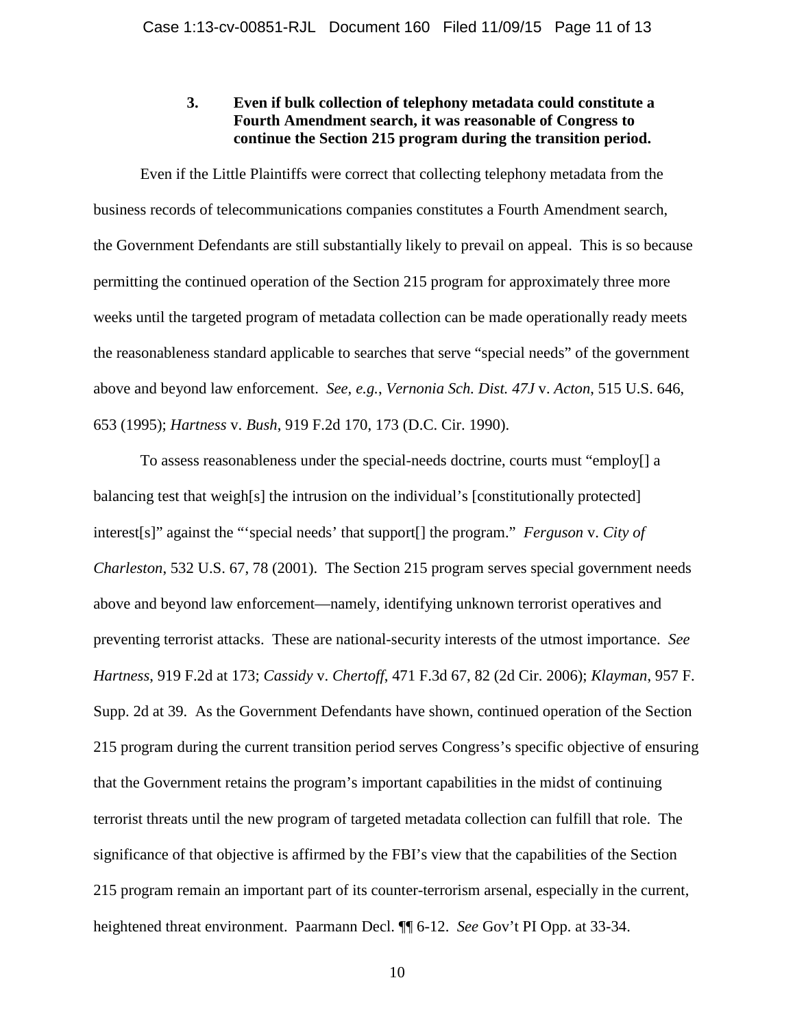### 3. Even if bulk collection of telephony metadata could constitute a Fourth Amendment search, it was reasonable of Congress to continue the Section 215 program during the transition period.

Even if the Little Plaintiffs were correct that collecting telephony metadata from the business records of telecommunications companies constitutes a Fourth Amendment search, the Government Defendants are still substantially likely to prevail on appeal. This is so because permitting the continued operation of the Section 215 program for approximately three more weeks until the targeted program of metadata collection can be made operationally ready meets the reasonableness standard applicable to searches that serve "special needs" of the government above and beyond law enforcement. *See, e.g.*, *Vernonia Sch. Dist. 47J* v. *Acton*, 515 U.S. 646, 653 (1995); *Hartness* v. *Bush*, 919 F.2d 170, 173 (D.C. Cir. 1990).

To assess reasonableness under the special-needs doctrine, courts must "employ[] a balancing test that weigh[s] the intrusion on the individual's [constitutionally protected] interest[s]" against the "'special needs' that support[] the program." *Ferguson* v. *City of Charleston*, 532 U.S. 67, 78 (2001). The Section 215 program serves special government needs above and beyond law enforcement—namely, identifying unknown terrorist operatives and preventing terrorist attacks. These are national-security interests of the utmost importance. *See Hartness*, 919 F.2d at 173; *Cassidy* v. *Chertoff*, 471 F.3d 67, 82 (2d Cir. 2006); *Klayman*, 957 F. Supp. 2d at 39. As the Government Defendants have shown, continued operation of the Section 215 program during the current transition period serves Congress's specific objective of ensuring that the Government retains the program's important capabilities in the midst of continuing terrorist threats until the new program of targeted metadata collection can fulfill that role. The significance of that objective is affirmed by the FBI's view that the capabilities of the Section 215 program remain an important part of its counter-terrorism arsenal, especially in the current, heightened threat environment. Paarmann Decl. ¶¶ 6-12. *See* Gov't PI Opp. at 33-34.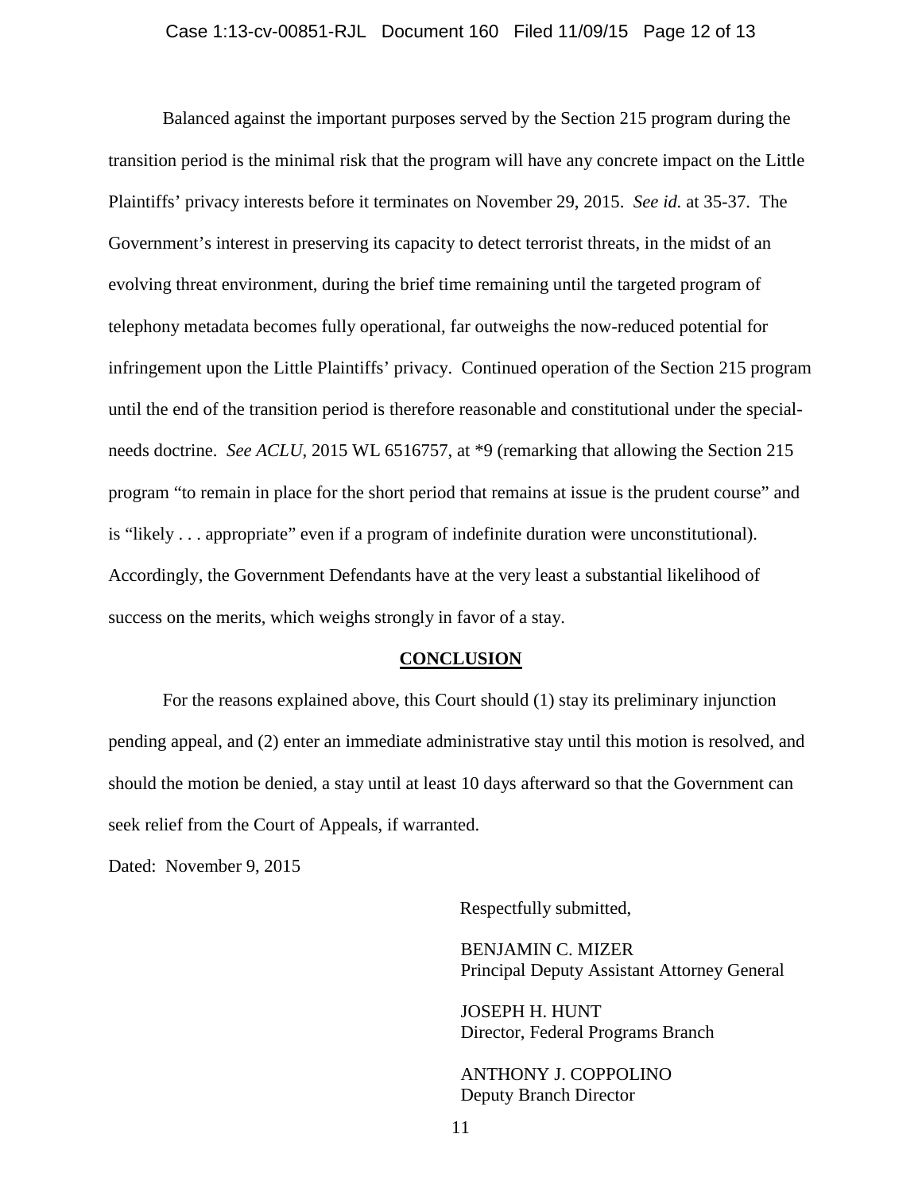Balanced against the important purposes served by the Section 215 program during the transition period is the minimal risk that the program will have any concrete impact on the Little Plaintiffs' privacy interests before it terminates on November 29, 2015. *See id.* at 35-37. The Government's interest in preserving its capacity to detect terrorist threats, in the midst of an evolving threat environment, during the brief time remaining until the targeted program of telephony metadata becomes fully operational, far outweighs the now-reduced potential for infringement upon the Little Plaintiffs' privacy. Continued operation of the Section 215 program until the end of the transition period is therefore reasonable and constitutional under the special-needs doctrine. *See ACLU*, 2015 WL 6516757, at *9 (remarking that allowing the Section 215 program "to remain in place for the short period that remains at issue is the prudent course" and is "likely . . . appropriate" even if a program of indefinite duration were unconstitutional). Accordingly, the Government Defendants have at the very least a substantial likelihood of success on the merits, which weighs strongly in favor of a stay.

## CONCLUSION

For the reasons explained above, this Court should (1) stay its preliminary injunction pending appeal, and (2) enter an immediate administrative stay until this motion is resolved, and should the motion be denied, a stay until at least 10 days afterward so that the Government can seek relief from the Court of Appeals, if warranted.

Dated: November 9, 2015

Respectfully submitted,

BENJAMIN C. MIZER
Principal Deputy Assistant Attorney General

JOSEPH H. HUNT
Director, Federal Programs Branch

ANTHONY J. COPPOLINO
Deputy Branch Director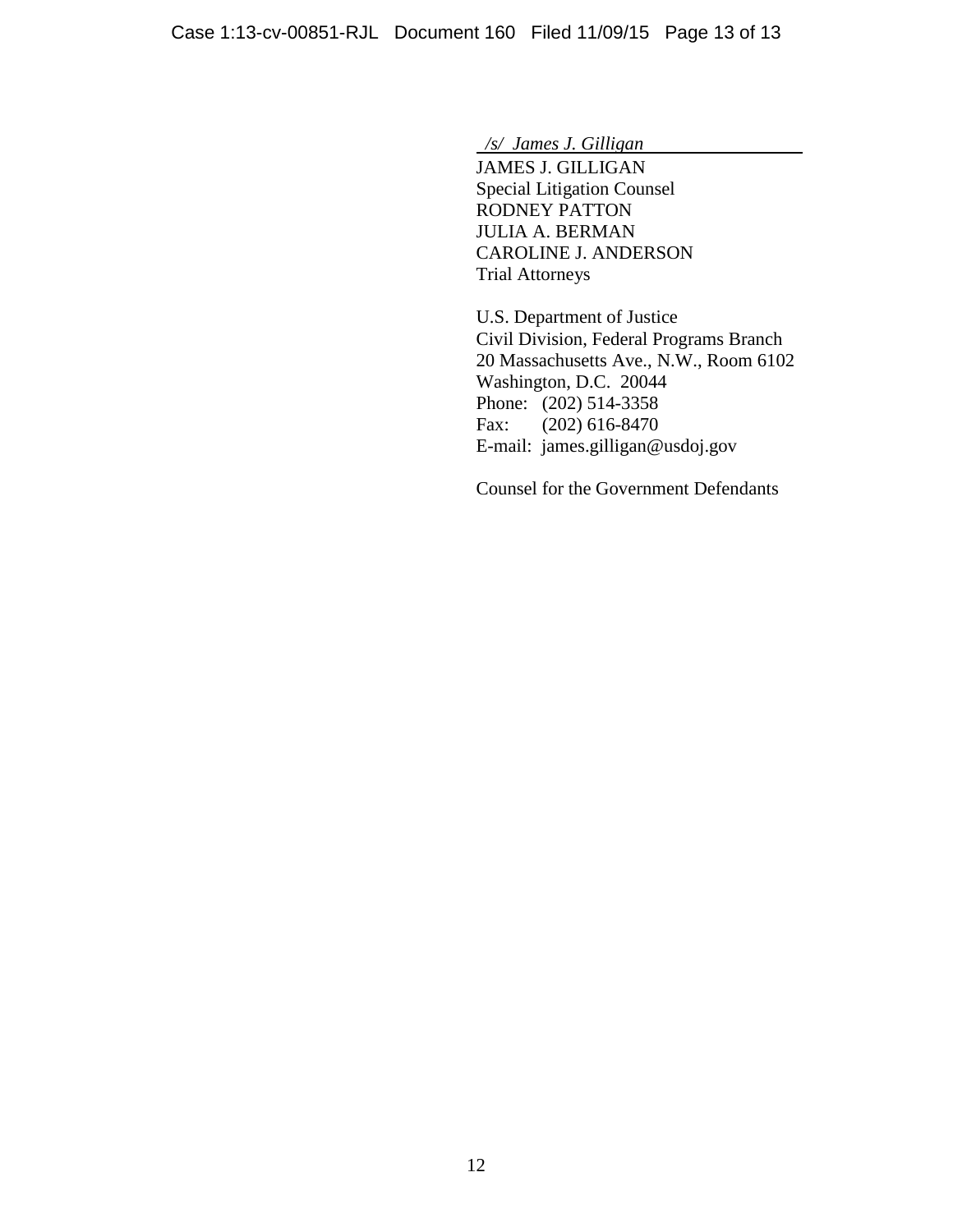*/s/ James J. Gilligan*

JAMES J. GILLIGAN
Special Litigation Counsel
RODNEY PATTON
JULIA A. BERMAN
CAROLINE J. ANDERSON
Trial Attorneys

U.S. Department of Justice
Civil Division, Federal Programs Branch
20 Massachusetts Ave., N.W., Room 6102
Washington, D.C. 20044
Phone: (202) 514-3358
Fax: (202) 616-8470
E-mail: james.gilligan@usdoj.gov

Counsel for the Government Defendants